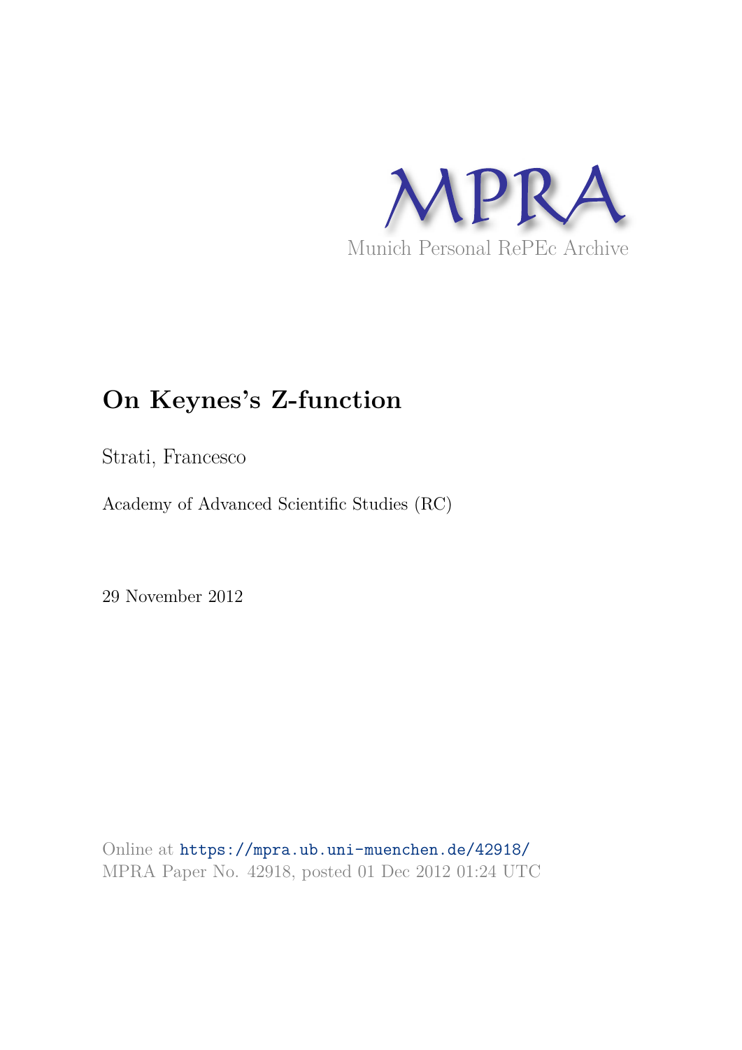MPRA

Munich Personal RePEc Archive

# On Keynes's Z-function

Strati, Francesco

Academy of Advanced Scientific Studies (RC)

29 November 2012

Online at https://mpra.ub.uni-muenchen.de/42918/
MPRA Paper No. 42918, posted 01 Dec 2012 01:24 UTC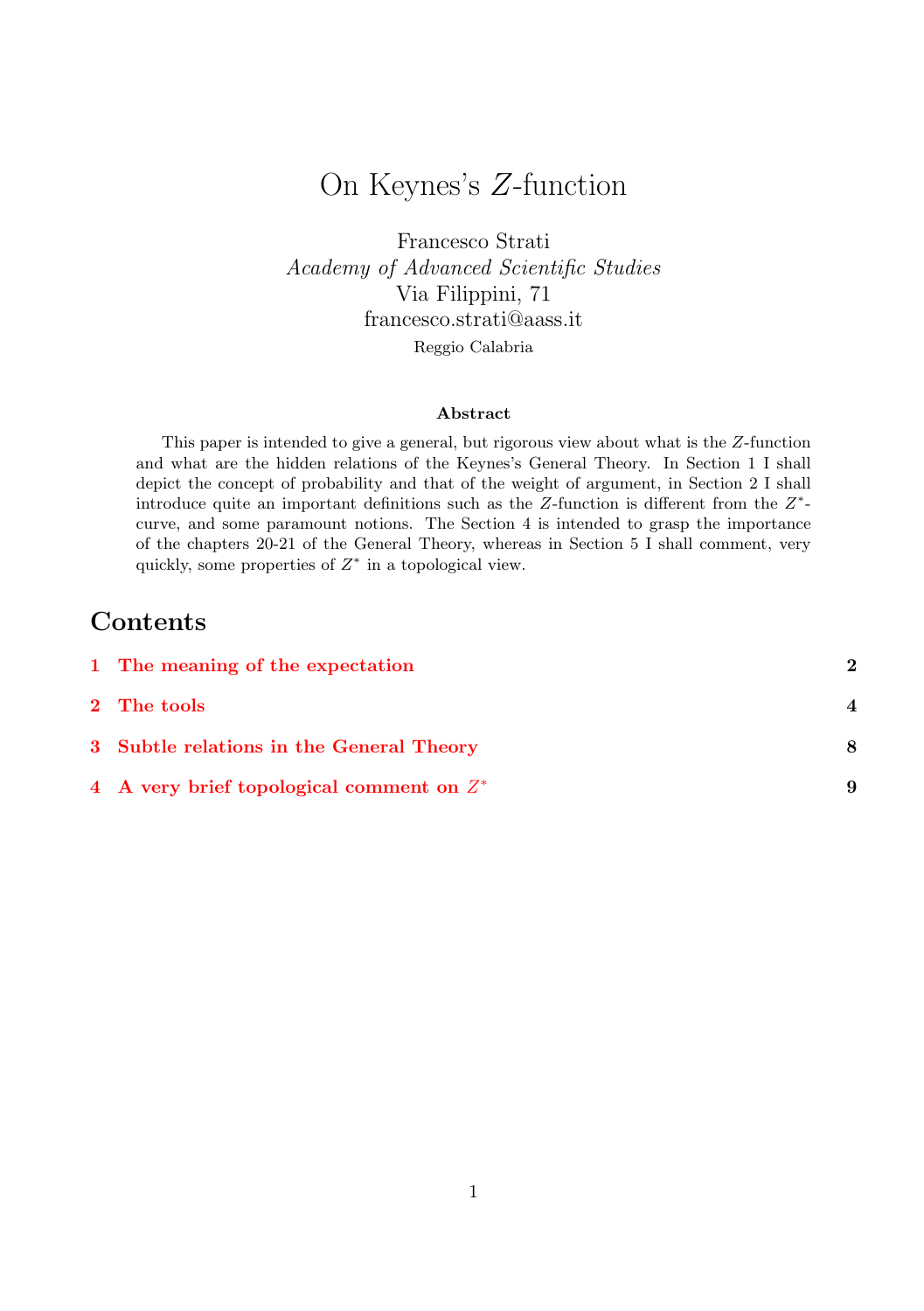# On Keynes's $Z$-function

Francesco Strati
*Academy of Advanced Scientific Studies*
Via Filippini, 71
francesco.strati@aass.it
Reggio Calabria

### Abstract

This paper is intended to give a general, but rigorous view about what is the $Z$-function and what are the hidden relations of the Keynes's General Theory. In Section 1 I shall depict the concept of probability and that of the weight of argument, in Section 2 I shall introduce quite an important definitions such as the $Z$-function is different from the $Z^*$-curve, and some paramount notions. The Section 4 is intended to grasp the importance of the chapters 20-21 of the General Theory, whereas in Section 5 I shall comment, very quickly, some properties of $Z^*$ in a topological view.

## Contents

1 The meaning of the expectation — 2

2 The tools — 4

3 Subtle relations in the General Theory — 8

4 A very brief topological comment on $Z^*$ — 9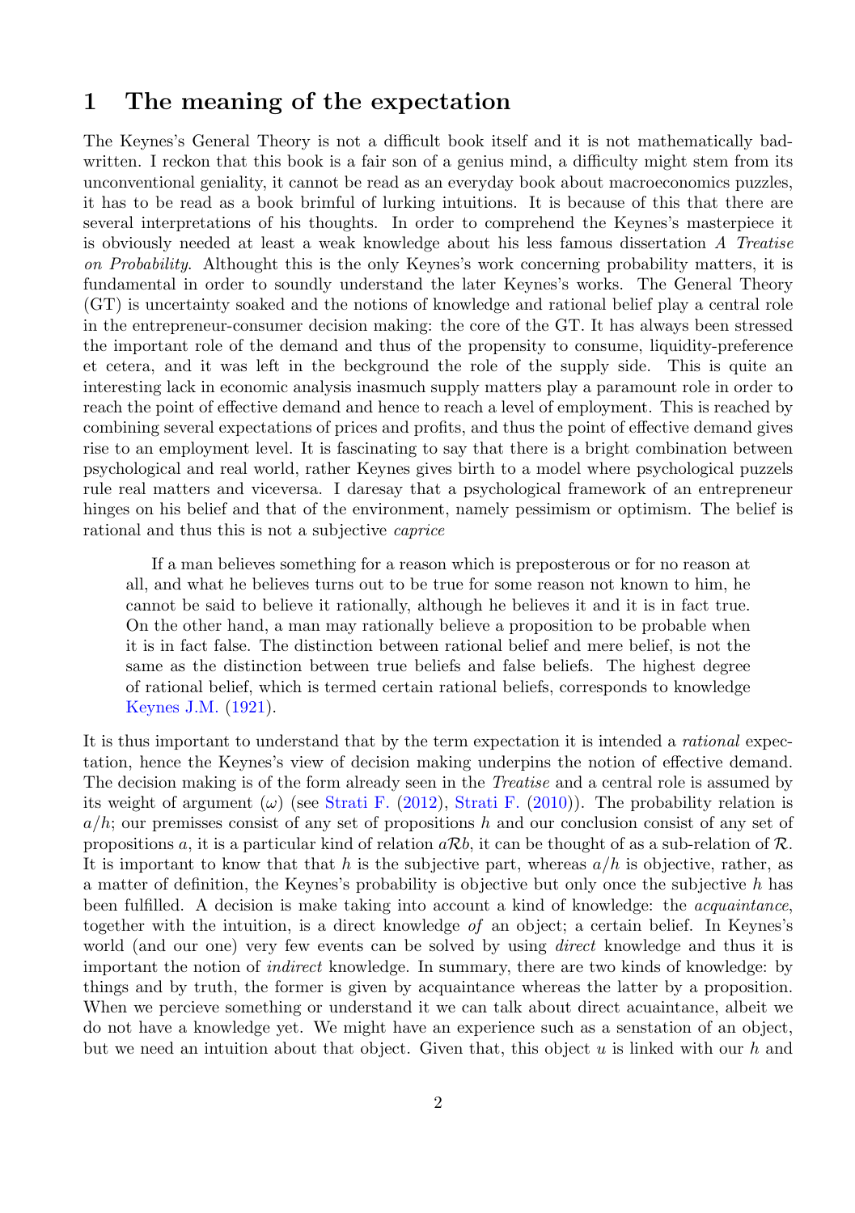## 1 The meaning of the expectation

The Keynes's General Theory is not a difficult book itself and it is not mathematically badwritten. I reckon that this book is a fair son of a genius mind, a difficulty might stem from its unconventional geniality, it cannot be read as an everyday book about macroeconomics puzzles, it has to be read as a book brimful of lurking intuitions. It is because of this that there are several interpretations of his thoughts. In order to comprehend the Keynes's masterpiece it is obviously needed at least a weak knowledge about his less famous dissertation *A Treatise on Probability*. Althought this is the only Keynes's work concerning probability matters, it is fundamental in order to soundly understand the later Keynes's works. The General Theory (GT) is uncertainty soaked and the notions of knowledge and rational belief play a central role in the entrepreneur-consumer decision making: the core of the GT. It has always been stressed the important role of the demand and thus of the propensity to consume, liquidity-preference et cetera, and it was left in the beckground the role of the supply side. This is quite an interesting lack in economic analysis inasmuch supply matters play a paramount role in order to reach the point of effective demand and hence to reach a level of employment. This is reached by combining several expectations of prices and profits, and thus the point of effective demand gives rise to an employment level. It is fascinating to say that there is a bright combination between psychological and real world, rather Keynes gives birth to a model where psychological puzzels rule real matters and viceversa. I daresay that a psychological framework of an entrepreneur hinges on his belief and that of the environment, namely pessimism or optimism. The belief is rational and thus this is not a subjective *caprice*

> If a man believes something for a reason which is preposterous or for no reason at all, and what he believes turns out to be true for some reason not known to him, he cannot be said to believe it rationally, although he believes it and it is in fact true. On the other hand, a man may rationally believe a proposition to be probable when it is in fact false. The distinction between rational belief and mere belief, is not the same as the distinction between true beliefs and false beliefs. The highest degree of rational belief, which is termed certain rational beliefs, corresponds to knowledge Keynes J.M. (1921).

It is thus important to understand that by the term expectation it is intended a *rational* expectation, hence the Keynes's view of decision making underpins the notion of effective demand. The decision making is of the form already seen in the *Treatise* and a central role is assumed by its weight of argument ($\omega$) (see Strati F. (2012), Strati F. (2010)). The probability relation is $a/h$; our premisses consist of any set of propositions $h$ and our conclusion consist of any set of propositions $a$, it is a particular kind of relation $a\mathcal{R}b$, it can be thought of as a sub-relation of $\mathcal{R}$. It is important to know that that $h$ is the subjective part, whereas $a/h$ is objective, rather, as a matter of definition, the Keynes's probability is objective but only once the subjective $h$ has been fulfilled. A decision is make taking into account a kind of knowledge: the *acquaintance*, together with the intuition, is a direct knowledge *of* an object; a certain belief. In Keynes's world (and our one) very few events can be solved by using *direct* knowledge and thus it is important the notion of *indirect* knowledge. In summary, there are two kinds of knowledge: by things and by truth, the former is given by acquaintance whereas the latter by a proposition. When we percieve something or understand it we can talk about direct acuaintance, albeit we do not have a knowledge yet. We might have an experience such as a senstation of an object, but we need an intuition about that object. Given that, this object $u$ is linked with our $h$ and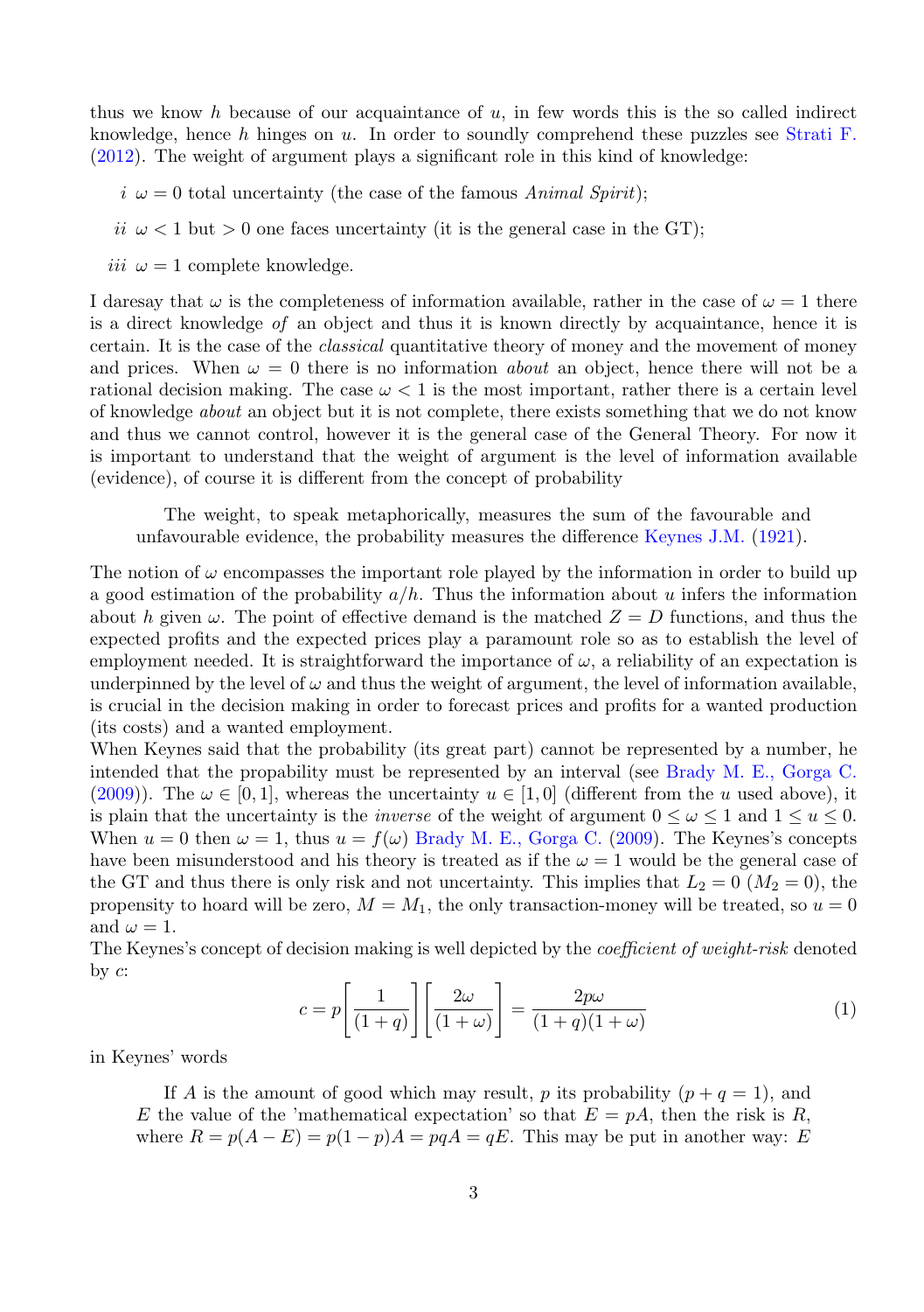thus we know $h$ because of our acquaintance of $u$, in few words this is the so called indirect knowledge, hence $h$ hinges on $u$. In order to soundly comprehend these puzzles see Strati F. (2012). The weight of argument plays a significant role in this kind of knowledge:

*i* $\omega = 0$ total uncertainty (the case of the famous *Animal Spirit*);

*ii* $\omega < 1$ but $> 0$ one faces uncertainty (it is the general case in the GT);

*iii* $\omega = 1$ complete knowledge.

I daresay that $\omega$ is the completeness of information available, rather in the case of $\omega = 1$ there is a direct knowledge *of* an object and thus it is known directly by acquaintance, hence it is certain. It is the case of the *classical* quantitative theory of money and the movement of money and prices. When $\omega = 0$ there is no information *about* an object, hence there will not be a rational decision making. The case $\omega < 1$ is the most important, rather there is a certain level of knowledge *about* an object but it is not complete, there exists something that we do not know and thus we cannot control, however it is the general case of the General Theory. For now it is important to understand that the weight of argument is the level of information available (evidence), of course it is different from the concept of probability

> The weight, to speak metaphorically, measures the sum of the favourable and unfavourable evidence, the probability measures the difference Keynes J.M. (1921).

The notion of $\omega$ encompasses the important role played by the information in order to build up a good estimation of the probability $a/h$. Thus the information about $u$ infers the information about $h$ given $\omega$. The point of effective demand is the matched $Z = D$ functions, and thus the expected profits and the expected prices play a paramount role so as to establish the level of employment needed. It is straightforward the importance of $\omega$, a reliability of an expectation is underpinned by the level of $\omega$ and thus the weight of argument, the level of information available, is crucial in the decision making in order to forecast prices and profits for a wanted production (its costs) and a wanted employment.
When Keynes said that the probability (its great part) cannot be represented by a number, he intended that the propability must be represented by an interval (see Brady M. E., Gorga C. (2009)). The $\omega \in [0, 1]$, whereas the uncertainty $u \in [1, 0]$ (different from the $u$ used above), it is plain that the uncertainty is the *inverse* of the weight of argument $0 \leq \omega \leq 1$ and $1 \leq u \leq 0$. When $u = 0$ then $\omega = 1$, thus $u = f(\omega)$ Brady M. E., Gorga C. (2009). The Keynes's concepts have been misunderstood and his theory is treated as if the $\omega = 1$ would be the general case of the GT and thus there is only risk and not uncertainty. This implies that $L_2 = 0$ ($M_2 = 0$), the propensity to hoard will be zero, $M = M_1$, the only transaction-money will be treated, so $u = 0$ and $\omega = 1$.
The Keynes's concept of decision making is well depicted by the *coefficient of weight-risk* denoted by $c$:

$$c = p\left[\frac{1}{(1+q)}\right]\left[\frac{2\omega}{(1+\omega)}\right] = \frac{2p\omega}{(1+q)(1+\omega)} \tag{1}$$

in Keynes' words

> If $A$ is the amount of good which may result, $p$ its probability ($p + q = 1$), and $E$ the value of the 'mathematical expectation' so that $E = pA$, then the risk is $R$, where $R = p(A - E) = p(1 - p)A = pqA = qE$. This may be put in another way: $E$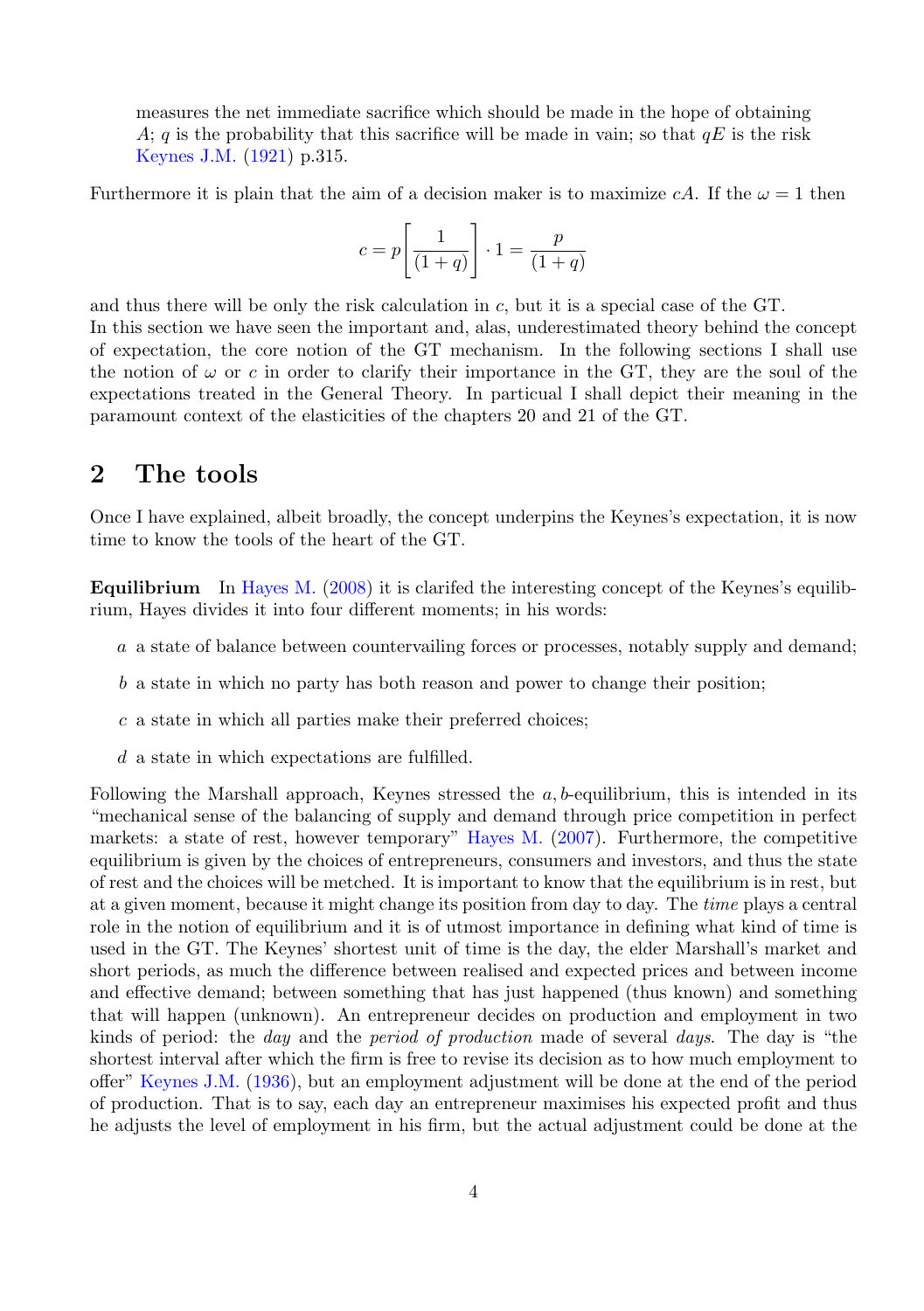measures the net immediate sacrifice which should be made in the hope of obtaining $A$; $q$ is the probability that this sacrifice will be made in vain; so that $qE$ is the risk Keynes J.M. (1921) p.315.

Furthermore it is plain that the aim of a decision maker is to maximize $cA$. If the $\omega = 1$ then

$$c = p\left[\frac{1}{(1+q)}\right] \cdot 1 = \frac{p}{(1+q)}$$

and thus there will be only the risk calculation in $c$, but it is a special case of the GT.
In this section we have seen the important and, alas, underestimated theory behind the concept of expectation, the core notion of the GT mechanism. In the following sections I shall use the notion of $\omega$ or $c$ in order to clarify their importance in the GT, they are the soul of the expectations treated in the General Theory. In particual I shall depict their meaning in the paramount context of the elasticities of the chapters 20 and 21 of the GT.

## 2 The tools

Once I have explained, albeit broadly, the concept underpins the Keynes's expectation, it is now time to know the tools of the heart of the GT.

**Equilibrium** In Hayes M. (2008) it is clarifed the interesting concept of the Keynes's equilibrium, Hayes divides it into four different moments; in his words:

- $a$ a state of balance between countervailing forces or processes, notably supply and demand;
- $b$ a state in which no party has both reason and power to change their position;
- $c$ a state in which all parties make their preferred choices;
- $d$ a state in which expectations are fulfilled.

Following the Marshall approach, Keynes stressed the $a, b$-equilibrium, this is intended in its "mechanical sense of the balancing of supply and demand through price competition in perfect markets: a state of rest, however temporary" Hayes M. (2007). Furthermore, the competitive equilibrium is given by the choices of entrepreneurs, consumers and investors, and thus the state of rest and the choices will be metched. It is important to know that the equilibrium is in rest, but at a given moment, because it might change its position from day to day. The *time* plays a central role in the notion of equilibrium and it is of utmost importance in defining what kind of time is used in the GT. The Keynes' shortest unit of time is the day, the elder Marshall's market and short periods, as much the difference between realised and expected prices and between income and effective demand; between something that has just happened (thus known) and something that will happen (unknown). An entrepreneur decides on production and employment in two kinds of period: the *day* and the *period of production* made of several *days*. The day is "the shortest interval after which the firm is free to revise its decision as to how much employment to offer" Keynes J.M. (1936), but an employment adjustment will be done at the end of the period of production. That is to say, each day an entrepreneur maximises his expected profit and thus he adjusts the level of employment in his firm, but the actual adjustment could be done at the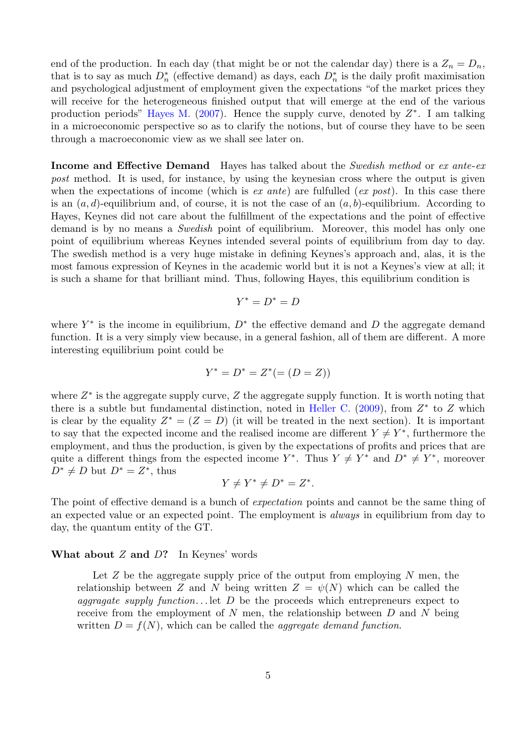end of the production. In each day (that might be or not the calendar day) there is a $Z_n = D_n$, that is to say as much $D_n^*$ (effective demand) as days, each $D_n^*$ is the daily profit maximisation and psychological adjustment of employment given the expectations "of the market prices they will receive for the heterogeneous finished output that will emerge at the end of the various production periods" Hayes M. (2007). Hence the supply curve, denoted by $Z^*$. I am talking in a microeconomic perspective so as to clarify the notions, but of course they have to be seen through a macroeconomic view as we shall see later on.

**Income and Effective Demand** Hayes has talked about the *Swedish method* or *ex ante-ex post* method. It is used, for instance, by using the keynesian cross where the output is given when the expectations of income (which is *ex ante*) are fulfulled (*ex post*). In this case there is an $(a, d)$-equilibrium and, of course, it is not the case of an $(a, b)$-equilibrium. According to Hayes, Keynes did not care about the fulfillment of the expectations and the point of effective demand is by no means a *Swedish* point of equilibrium. Moreover, this model has only one point of equilibrium whereas Keynes intended several points of equilibrium from day to day. The swedish method is a very huge mistake in defining Keynes's approach and, alas, it is the most famous expression of Keynes in the academic world but it is not a Keynes's view at all; it is such a shame for that brilliant mind. Thus, following Hayes, this equilibrium condition is

$$Y^* = D^* = D$$

where $Y^*$ is the income in equilibrium, $D^*$ the effective demand and $D$ the aggregate demand function. It is a very simply view because, in a general fashion, all of them are different. A more interesting equilibrium point could be

$$Y^* = D^* = Z^*(= (D = Z))$$

where $Z^*$ is the aggregate supply curve, $Z$ the aggregate supply function. It is worth noting that there is a subtle but fundamental distinction, noted in Heller C. (2009), from $Z^*$ to $Z$ which is clear by the equality $Z^* = (Z = D)$ (it will be treated in the next section). It is important to say that the expected income and the realised income are different $Y \neq Y^*$, furthermore the employment, and thus the production, is given by the expectations of profits and prices that are quite a different things from the espected income $Y^*$. Thus $Y \neq Y^*$ and $D^* \neq Y^*$, moreover $D^* \neq D$ but $D^* = Z^*$, thus

$$Y \neq Y^* \neq D^* = Z^*.$$

The point of effective demand is a bunch of *expectation* points and cannot be the same thing of an expected value or an expected point. The employment is *always* in equilibrium from day to day, the quantum entity of the GT.

**What about $Z$ and $D$?** In Keynes' words

> Let $Z$ be the aggregate supply price of the output from employing $N$ men, the relationship between $Z$ and $N$ being written $Z = \psi(N)$ which can be called the *aggragate supply function*...let $D$ be the proceeds which entrepreneurs expect to receive from the employment of $N$ men, the relationship between $D$ and $N$ being written $D = f(N)$, which can be called the *aggregate demand function*.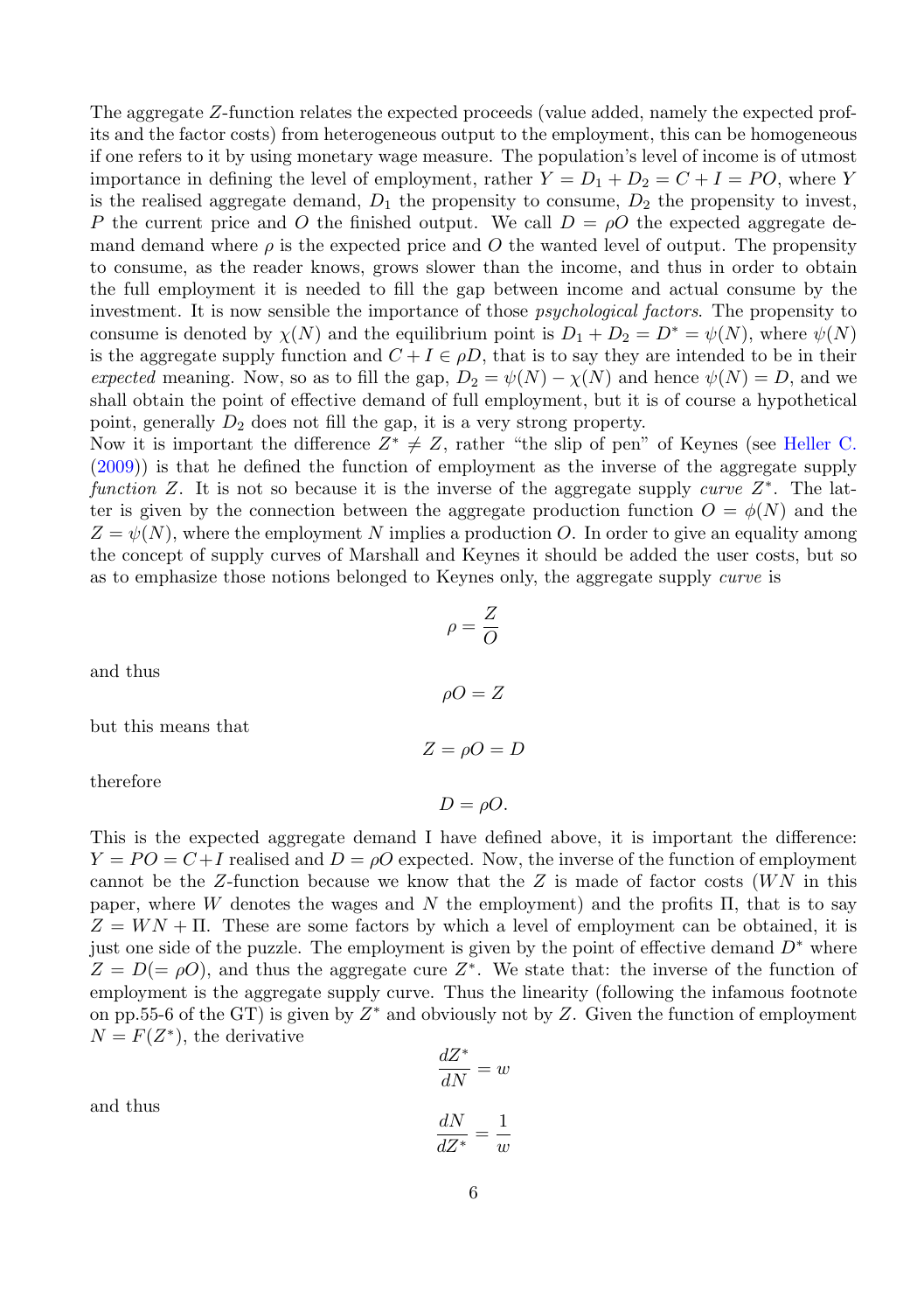The aggregate $Z$-function relates the expected proceeds (value added, namely the expected profits and the factor costs) from heterogeneous output to the employment, this can be homogeneous if one refers to it by using monetary wage measure. The population's level of income is of utmost importance in defining the level of employment, rather $Y = D_1 + D_2 = C + I = PO$, where $Y$ is the realised aggregate demand, $D_1$ the propensity to consume, $D_2$ the propensity to invest, $P$ the current price and $O$ the finished output. We call $D = \rho O$ the expected aggregate demand demand where $\rho$ is the expected price and $O$ the wanted level of output. The propensity to consume, as the reader knows, grows slower than the income, and thus in order to obtain the full employment it is needed to fill the gap between income and actual consume by the investment. It is now sensible the importance of those *psychological factors*. The propensity to consume is denoted by $\chi(N)$ and the equilibrium point is $D_1 + D_2 = D^* = \psi(N)$, where $\psi(N)$ is the aggregate supply function and $C + I \in \rho D$, that is to say they are intended to be in their *expected* meaning. Now, so as to fill the gap, $D_2 = \psi(N) - \chi(N)$ and hence $\psi(N) = D$, and we shall obtain the point of effective demand of full employment, but it is of course a hypothetical point, generally $D_2$ does not fill the gap, it is a very strong property.

Now it is important the difference $Z^* \neq Z$, rather "the slip of pen" of Keynes (see Heller C. (2009)) is that he defined the function of employment as the inverse of the aggregate supply *function* $Z$. It is not so because it is the inverse of the aggregate supply *curve* $Z^*$. The latter is given by the connection between the aggregate production function $O = \phi(N)$ and the $Z = \psi(N)$, where the employment $N$ implies a production $O$. In order to give an equality among the concept of supply curves of Marshall and Keynes it should be added the user costs, but so as to emphasize those notions belonged to Keynes only, the aggregate supply *curve* is

$$\rho = \frac{Z}{O}$$

and thus

$$\rho O = Z$$

but this means that

$$Z = \rho O = D$$

therefore

$$D = \rho O.$$

This is the expected aggregate demand I have defined above, it is important the difference: $Y = PO = C + I$ realised and $D = \rho O$ expected. Now, the inverse of the function of employment cannot be the $Z$-function because we know that the $Z$ is made of factor costs ($WN$ in this paper, where $W$ denotes the wages and $N$ the employment) and the profits $\Pi$, that is to say $Z = WN + \Pi$. These are some factors by which a level of employment can be obtained, it is just one side of the puzzle. The employment is given by the point of effective demand $D^*$ where $Z = D(= \rho O)$, and thus the aggregate cure $Z^*$. We state that: the inverse of the function of employment is the aggregate supply curve. Thus the linearity (following the infamous footnote on pp.55-6 of the GT) is given by $Z^*$ and obviously not by $Z$. Given the function of employment $N = F(Z^*)$, the derivative

$$\frac{dZ^*}{dN} = w$$

and thus

$$\frac{dN}{dZ^*} = \frac{1}{w}$$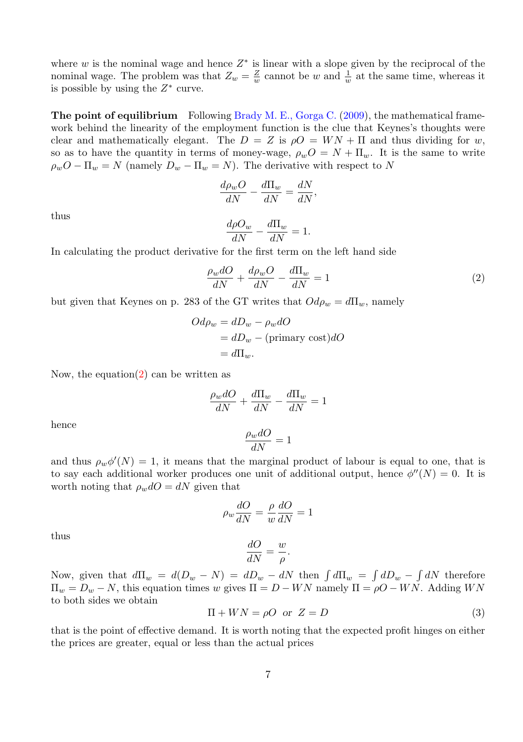where $w$ is the nominal wage and hence $Z^*$ is linear with a slope given by the reciprocal of the nominal wage. The problem was that $Z_w = \frac{Z}{w}$ cannot be $w$ and $\frac{1}{w}$ at the same time, whereas it is possible by using the $Z^*$ curve.

**The point of equilibrium** Following Brady M. E., Gorga C. (2009), the mathematical framework behind the linearity of the employment function is the clue that Keynes's thoughts were clear and mathematically elegant. The $D = Z$ is $\rho O = WN + \Pi$ and thus dividing for $w$, so as to have the quantity in terms of money-wage, $\rho_w O = N + \Pi_w$. It is the same to write $\rho_w O - \Pi_w = N$ (namely $D_w - \Pi_w = N$). The derivative with respect to $N$

$$\frac{d\rho_w O}{dN} - \frac{d\Pi_w}{dN} = \frac{dN}{dN},$$

thus

$$\frac{d\rho O_w}{dN} - \frac{d\Pi_w}{dN} = 1.$$

In calculating the product derivative for the first term on the left hand side

$$\frac{\rho_w dO}{dN} + \frac{d\rho_w O}{dN} - \frac{d\Pi_w}{dN} = 1 \tag{2}$$

but given that Keynes on p. 283 of the GT writes that $Od\rho_w = d\Pi_w$, namely

$$\begin{aligned} Od\rho_w &= dD_w - \rho_w dO \\ &= dD_w - (\text{primary cost})dO \\ &= d\Pi_w. \end{aligned}$$

Now, the equation(2) can be written as

$$\frac{\rho_w dO}{dN} + \frac{d\Pi_w}{dN} - \frac{d\Pi_w}{dN} = 1$$

hence

$$\frac{\rho_w dO}{dN} = 1$$

and thus $\rho_w \phi'(N) = 1$, it means that the marginal product of labour is equal to one, that is to say each additional worker produces one unit of additional output, hence $\phi''(N) = 0$. It is worth noting that $\rho_w dO = dN$ given that

$$\rho_w \frac{dO}{dN} = \frac{\rho}{w}\frac{dO}{dN} = 1$$

thus

$$\frac{dO}{dN} = \frac{w}{\rho}.$$

Now, given that $d\Pi_w = d(D_w - N) = dD_w - dN$ then $\int d\Pi_w = \int dD_w - \int dN$ therefore $\Pi_w = D_w - N$, this equation times $w$ gives $\Pi = D - WN$ namely $\Pi = \rho O - WN$. Adding $WN$ to both sides we obtain

$$\Pi + WN = \rho O \;\text{ or }\; Z = D \tag{3}$$

that is the point of effective demand. It is worth noting that the expected profit hinges on either the prices are greater, equal or less than the actual prices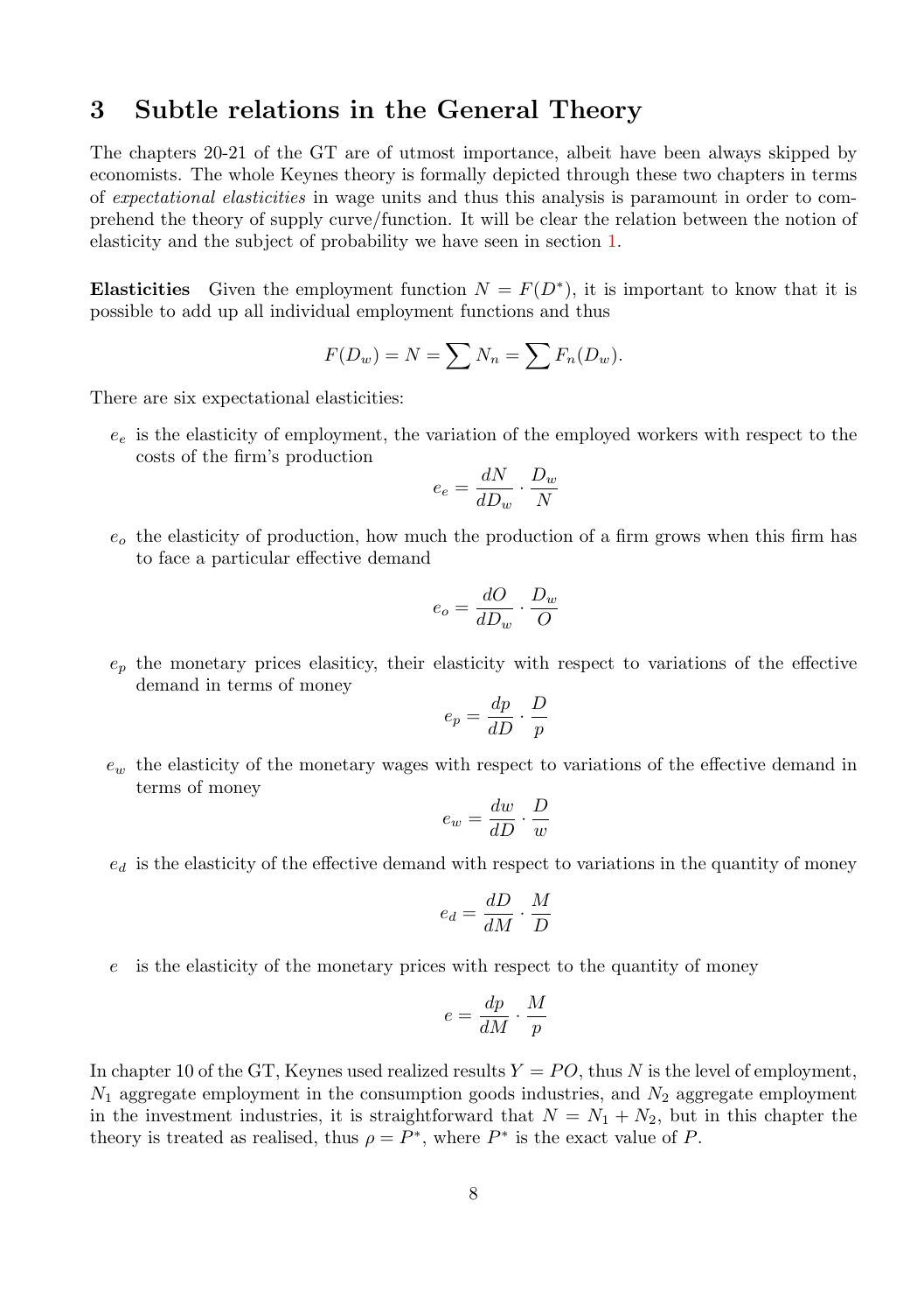## 3 Subtle relations in the General Theory

The chapters 20-21 of the GT are of utmost importance, albeit have been always skipped by economists. The whole Keynes theory is formally depicted through these two chapters in terms of *expectational elasticities* in wage units and thus this analysis is paramount in order to comprehend the theory of supply curve/function. It will be clear the relation between the notion of elasticity and the subject of probability we have seen in section 1.

**Elasticities** Given the employment function $N = F(D^*)$, it is important to know that it is possible to add up all individual employment functions and thus

$$F(D_w) = N = \sum N_n = \sum F_n(D_w).$$

There are six expectational elasticities:

$e_e$ is the elasticity of employment, the variation of the employed workers with respect to the costs of the firm's production

$$e_e = \frac{dN}{dD_w} \cdot \frac{D_w}{N}$$

$e_o$ the elasticity of production, how much the production of a firm grows when this firm has to face a particular effective demand

$$e_o = \frac{dO}{dD_w} \cdot \frac{D_w}{O}$$

$e_p$ the monetary prices elasiticy, their elasticity with respect to variations of the effective demand in terms of money

$$e_p = \frac{dp}{dD} \cdot \frac{D}{p}$$

$e_w$ the elasticity of the monetary wages with respect to variations of the effective demand in terms of money

$$e_w = \frac{dw}{dD} \cdot \frac{D}{w}$$

$e_d$ is the elasticity of the effective demand with respect to variations in the quantity of money

$$e_d = \frac{dD}{dM} \cdot \frac{M}{D}$$

$e$ is the elasticity of the monetary prices with respect to the quantity of money

$$e = \frac{dp}{dM} \cdot \frac{M}{p}$$

In chapter 10 of the GT, Keynes used realized results $Y = PO$, thus $N$ is the level of employment, $N_1$ aggregate employment in the consumption goods industries, and $N_2$ aggregate employment in the investment industries, it is straightforward that $N = N_1 + N_2$, but in this chapter the theory is treated as realised, thus $\rho = P^*$, where $P^*$ is the exact value of $P$.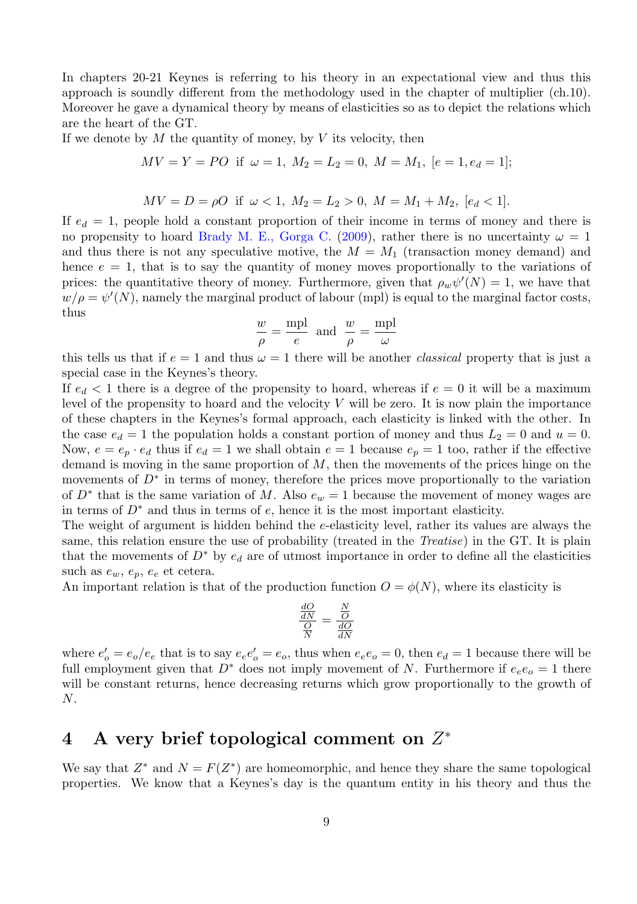In chapters 20-21 Keynes is referring to his theory in an expectational view and thus this approach is soundly different from the methodology used in the chapter of multiplier (ch.10). Moreover he gave a dynamical theory by means of elasticities so as to depict the relations which are the heart of the GT.

If we denote by $M$ the quantity of money, by $V$ its velocity, then

$$MV = Y = PO \text{ if } \omega = 1,\ M_2 = L_2 = 0,\ M = M_1,\ [e = 1, e_d = 1];$$

$$MV = D = \rho O \text{ if } \omega < 1,\ M_2 = L_2 > 0,\ M = M_1 + M_2,\ [e_d < 1].$$

If $e_d = 1$, people hold a constant proportion of their income in terms of money and there is no propensity to hoard Brady M. E., Gorga C. (2009), rather there is no uncertainty $\omega = 1$ and thus there is not any speculative motive, the $M = M_1$ (transaction money demand) and hence $e = 1$, that is to say the quantity of money moves proportionally to the variations of prices: the quantitative theory of money. Furthermore, given that $\rho_w \psi'(N) = 1$, we have that $w/\rho = \psi'(N)$, namely the marginal product of labour (mpl) is equal to the marginal factor costs, thus

$$\frac{w}{\rho} = \frac{\text{mpl}}{e} \text{ and } \frac{w}{\rho} = \frac{\text{mpl}}{\omega}$$

this tells us that if $e = 1$ and thus $\omega = 1$ there will be another *classical* property that is just a special case in the Keynes's theory.

If $e_d < 1$ there is a degree of the propensity to hoard, whereas if $e = 0$ it will be a maximum level of the propensity to hoard and the velocity $V$ will be zero. It is now plain the importance of these chapters in the Keynes's formal approach, each elasticity is linked with the other. In the case $e_d = 1$ the population holds a constant portion of money and thus $L_2 = 0$ and $u = 0$. Now, $e = e_p \cdot e_d$ thus if $e_d = 1$ we shall obtain $e = 1$ because $e_p = 1$ too, rather if the effective demand is moving in the same proportion of $M$, then the movements of the prices hinge on the movements of $D^*$ in terms of money, therefore the prices move proportionally to the variation of $D^*$ that is the same variation of $M$. Also $e_w = 1$ because the movement of money wages are in terms of $D^*$ and thus in terms of $e$, hence it is the most important elasticity.

The weight of argument is hidden behind the $e$-elasticity level, rather its values are always the same, this relation ensure the use of probability (treated in the *Treatise*) in the GT. It is plain that the movements of $D^*$ by $e_d$ are of utmost importance in order to define all the elasticities such as $e_w$, $e_p$, $e_e$ et cetera.

An important relation is that of the production function $O = \phi(N)$, where its elasticity is

$$\frac{\frac{dO}{dN}}{\frac{O}{N}} = \frac{\frac{N}{O}}{\frac{dO}{dN}}$$

where $e'_o = e_o/e_e$ that is to say $e_e e'_o = e_o$, thus when $e_e e_o = 0$, then $e_d = 1$ because there will be full employment given that $D^*$ does not imply movement of $N$. Furthermore if $e_e e_o = 1$ there will be constant returns, hence decreasing returns which grow proportionally to the growth of $N$.

## 4 A very brief topological comment on $Z^*$

We say that $Z^*$ and $N = F(Z^*)$ are homeomorphic, and hence they share the same topological properties. We know that a Keynes's day is the quantum entity in his theory and thus the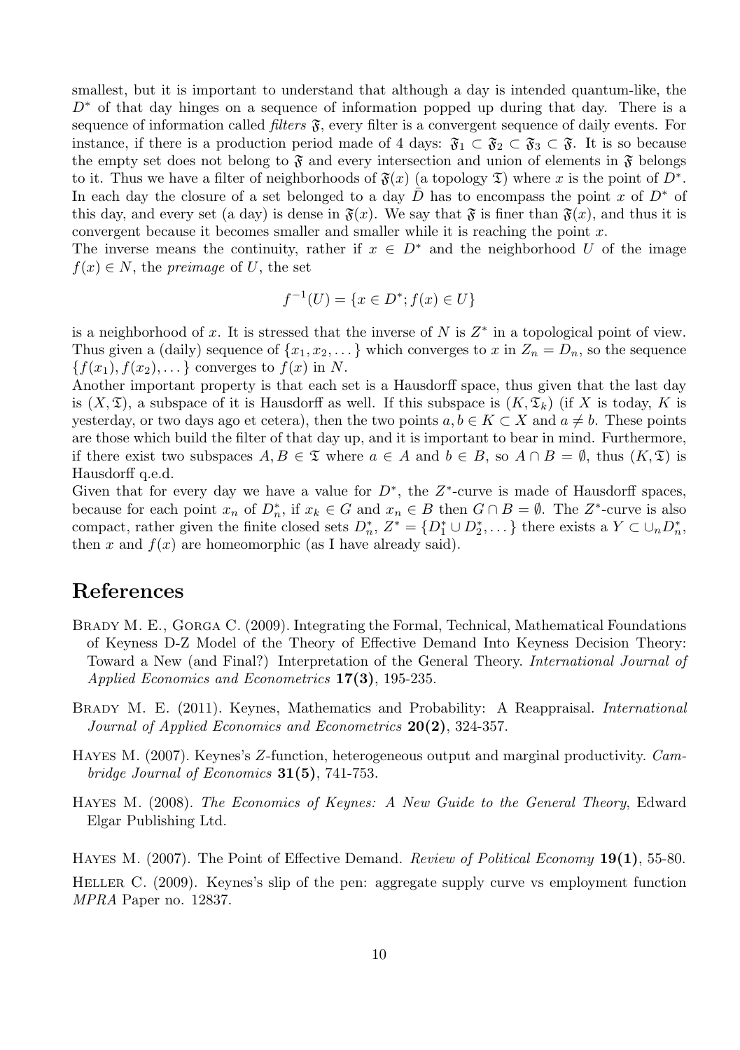smallest, but it is important to understand that although a day is intended quantum-like, the $D^*$ of that day hinges on a sequence of information popped up during that day. There is a sequence of information called *filters* $\mathfrak{F}$, every filter is a convergent sequence of daily events. For instance, if there is a production period made of 4 days: $\mathfrak{F}_1 \subset \mathfrak{F}_2 \subset \mathfrak{F}_3 \subset \mathfrak{F}$. It is so because the empty set does not belong to $\mathfrak{F}$ and every intersection and union of elements in $\mathfrak{F}$ belongs to it. Thus we have a filter of neighborhoods of $\mathfrak{F}(x)$ (a topology $\mathfrak{T}$) where $x$ is the point of $D^*$. In each day the closure of a set belonged to a day $\bar{D}$ has to encompass the point $x$ of $D^*$ of this day, and every set (a day) is dense in $\mathfrak{F}(x)$. We say that $\mathfrak{F}$ is finer than $\mathfrak{F}(x)$, and thus it is convergent because it becomes smaller and smaller while it is reaching the point $x$.
The inverse means the continuity, rather if $x \in D^*$ and the neighborhood $U$ of the image $f(x) \in N$, the *preimage* of $U$, the set

$$f^{-1}(U) = \{x \in D^*; f(x) \in U\}$$

is a neighborhood of $x$. It is stressed that the inverse of $N$ is $Z^*$ in a topological point of view. Thus given a (daily) sequence of $\{x_1, x_2, \dots\}$ which converges to $x$ in $Z_n = D_n$, so the sequence $\{f(x_1), f(x_2), \dots\}$ converges to $f(x)$ in $N$.
Another important property is that each set is a Hausdorff space, thus given that the last day is $(X, \mathfrak{T})$, a subspace of it is Hausdorff as well. If this subspace is $(K, \mathfrak{T}_k)$ (if $X$ is today, $K$ is yesterday, or two days ago et cetera), then the two points $a, b \in K \subset X$ and $a \neq b$. These points are those which build the filter of that day up, and it is important to bear in mind. Furthermore, if there exist two subspaces $A, B \in \mathfrak{T}$ where $a \in A$ and $b \in B$, so $A \cap B = \emptyset$, thus $(K, \mathfrak{T})$ is Hausdorff q.e.d.
Given that for every day we have a value for $D^*$, the $Z^*$-curve is made of Hausdorff spaces, because for each point $x_n$ of $D^*_n$, if $x_k \in G$ and $x_n \in B$ then $G \cap B = \emptyset$. The $Z^*$-curve is also compact, rather given the finite closed sets $D^*_n$, $Z^* = \{D^*_1 \cup D^*_2, \dots\}$ there exists a $Y \subset \cup_n D^*_n$, then $x$ and $f(x)$ are homeomorphic (as I have already said).

# References

Brady M. E., Gorga C. (2009). Integrating the Formal, Technical, Mathematical Foundations of Keyness D-Z Model of the Theory of Effective Demand Into Keyness Decision Theory: Toward a New (and Final?) Interpretation of the General Theory. *International Journal of Applied Economics and Econometrics* **17(3)**, 195-235.

Brady M. E. (2011). Keynes, Mathematics and Probability: A Reappraisal. *International Journal of Applied Economics and Econometrics* **20(2)**, 324-357.

Hayes M. (2007). Keynes's $Z$-function, heterogeneous output and marginal productivity. *Cambridge Journal of Economics* **31(5)**, 741-753.

Hayes M. (2008). *The Economics of Keynes: A New Guide to the General Theory*, Edward Elgar Publishing Ltd.

Hayes M. (2007). The Point of Effective Demand. *Review of Political Economy* **19(1)**, 55-80.

Heller C. (2009). Keynes's slip of the pen: aggregate supply curve vs employment function *MPRA* Paper no. 12837.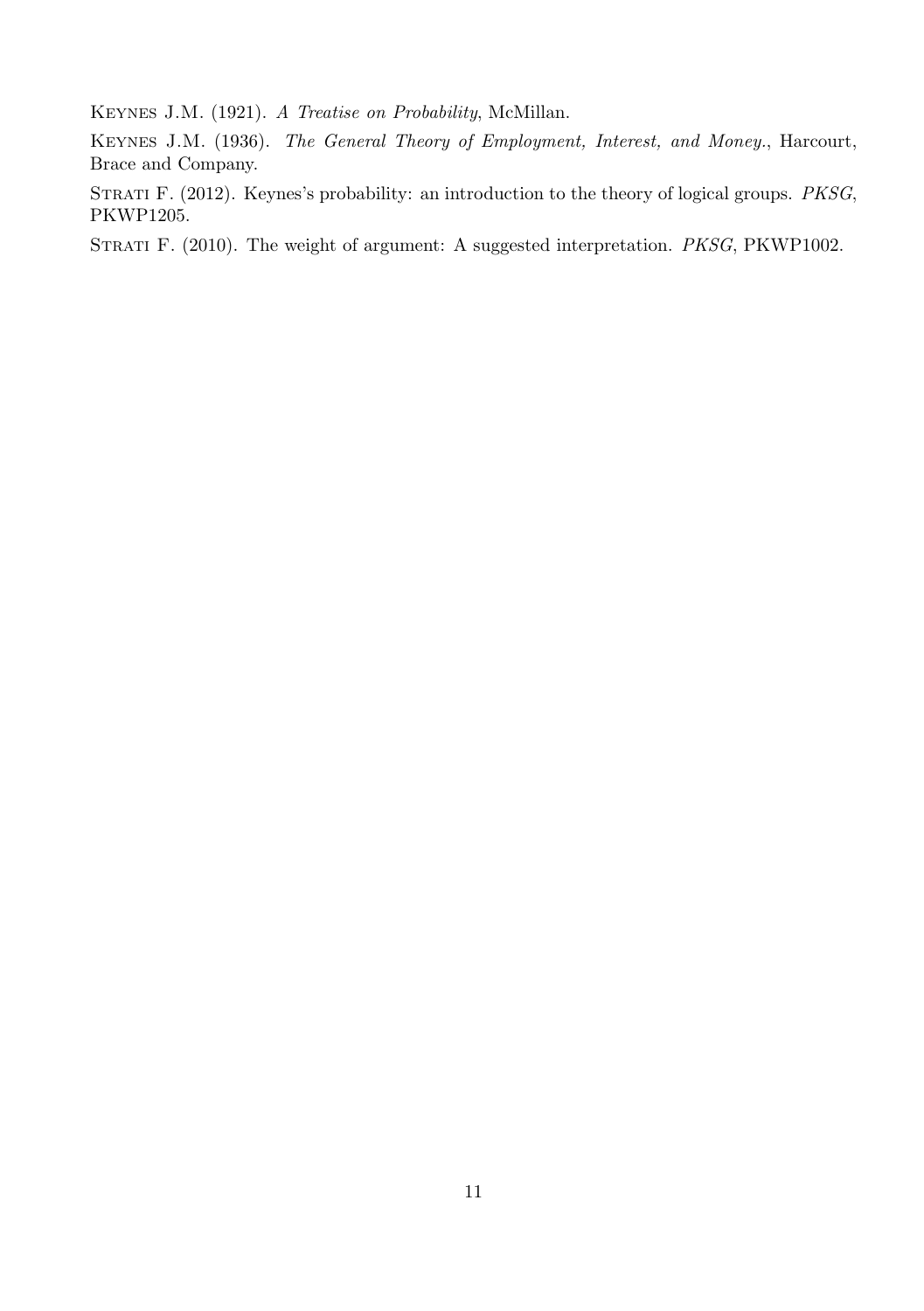Keynes J.M. (1921). *A Treatise on Probability*, McMillan.

Keynes J.M. (1936). *The General Theory of Employment, Interest, and Money.*, Harcourt, Brace and Company.

Strati F. (2012). Keynes's probability: an introduction to the theory of logical groups. *PKSG*, PKWP1205.

Strati F. (2010). The weight of argument: A suggested interpretation. *PKSG*, PKWP1002.